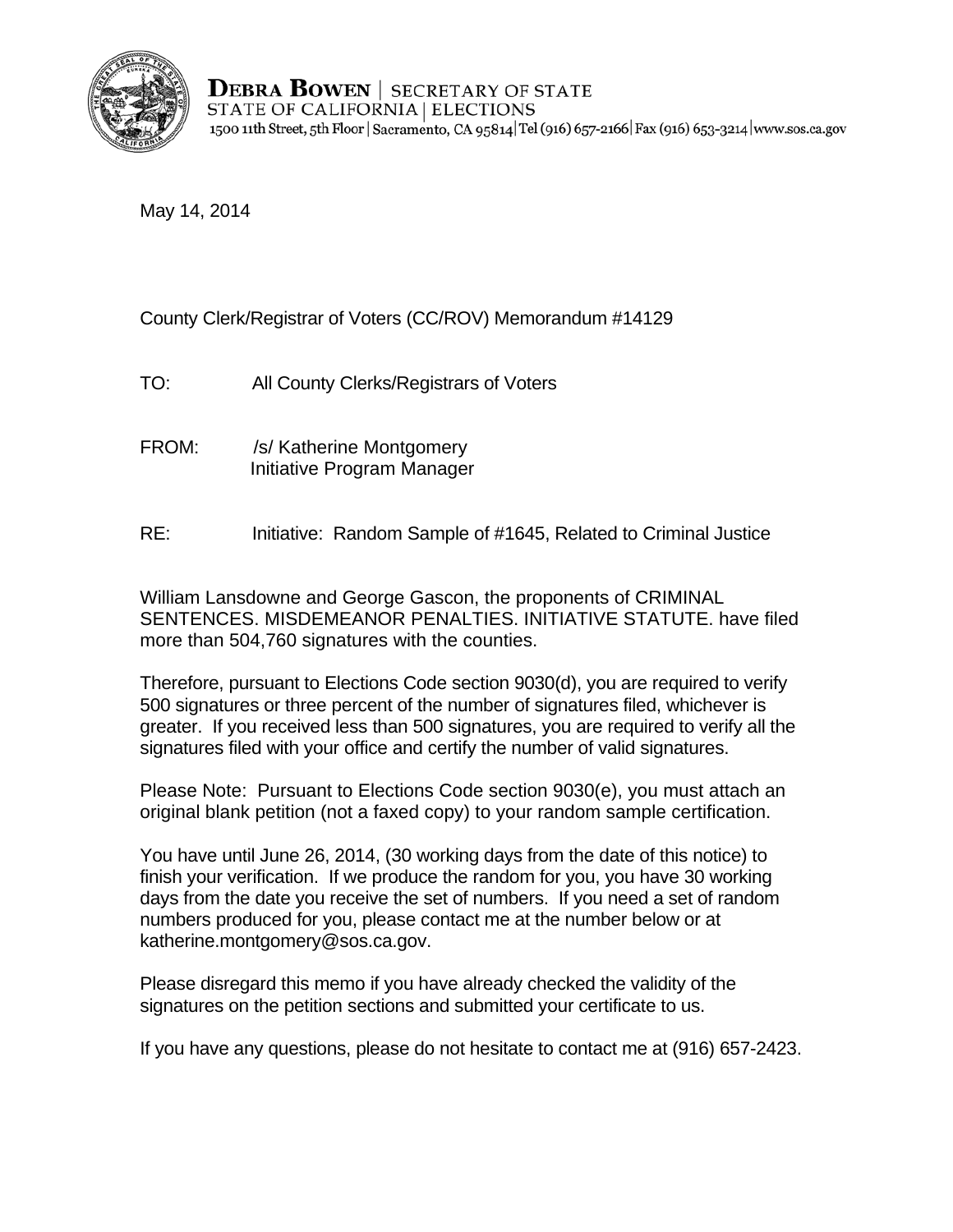**DEBRA BOWEN** | SECRETARY OF STATE
STATE OF CALIFORNIA | ELECTIONS
1500 11th Street, 5th Floor | Sacramento, CA 95814 | Tel (916) 657-2166 | Fax (916) 653-3214 | www.sos.ca.gov

May 14, 2014

County Clerk/Registrar of Voters (CC/ROV) Memorandum #14129

TO: All County Clerks/Registrars of Voters

FROM: /s/ Katherine Montgomery
Initiative Program Manager

RE: Initiative: Random Sample of #1645, Related to Criminal Justice

William Lansdowne and George Gascon, the proponents of CRIMINAL SENTENCES. MISDEMEANOR PENALTIES. INITIATIVE STATUTE. have filed more than 504,760 signatures with the counties.

Therefore, pursuant to Elections Code section 9030(d), you are required to verify 500 signatures or three percent of the number of signatures filed, whichever is greater. If you received less than 500 signatures, you are required to verify all the signatures filed with your office and certify the number of valid signatures.

Please Note: Pursuant to Elections Code section 9030(e), you must attach an original blank petition (not a faxed copy) to your random sample certification.

You have until June 26, 2014, (30 working days from the date of this notice) to finish your verification. If we produce the random for you, you have 30 working days from the date you receive the set of numbers. If you need a set of random numbers produced for you, please contact me at the number below or at katherine.montgomery@sos.ca.gov.

Please disregard this memo if you have already checked the validity of the signatures on the petition sections and submitted your certificate to us.

If you have any questions, please do not hesitate to contact me at (916) 657-2423.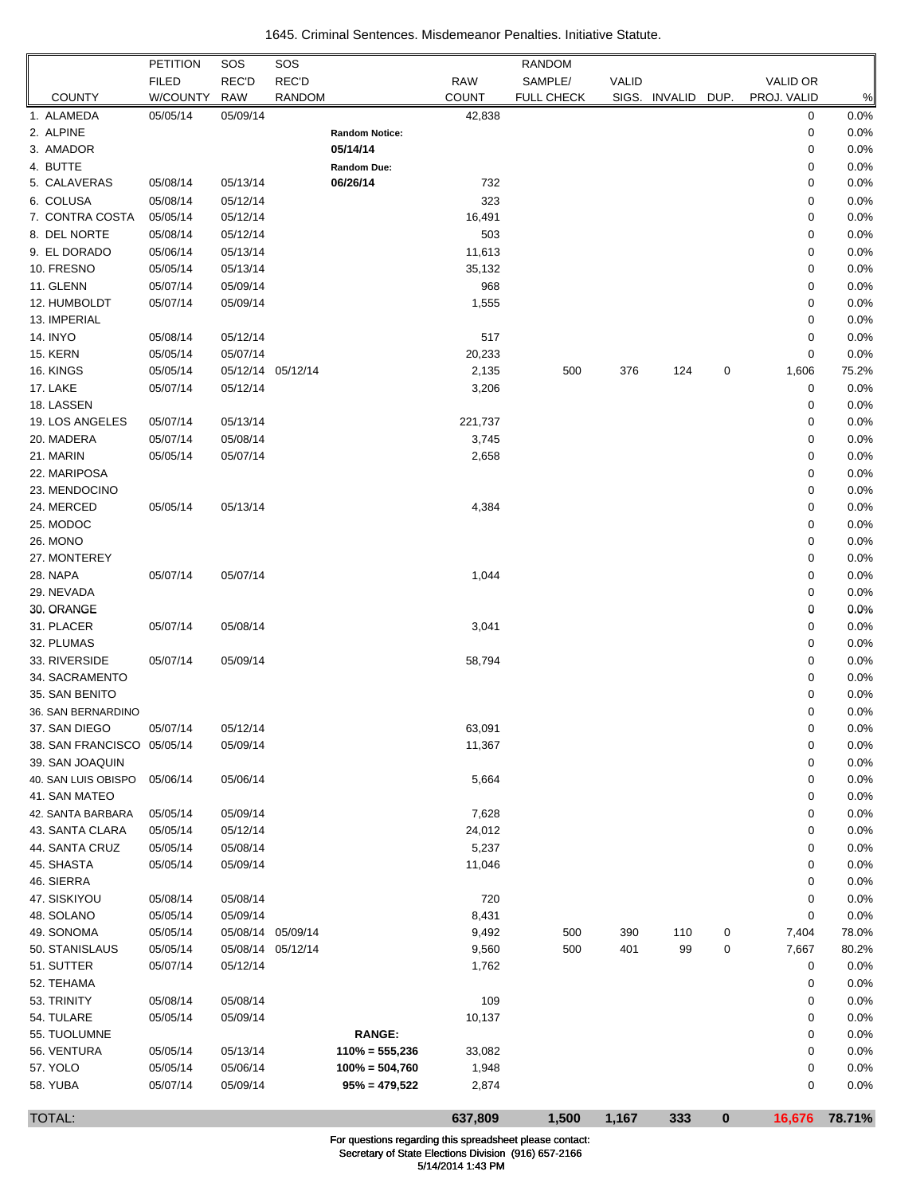1645. Criminal Sentences. Misdemeanor Penalties. Initiative Statute.

| COUNTY | PETITION FILED W/COUNTY | SOS REC'D RAW | SOS REC'D RANDOM | | RAW COUNT | RANDOM SAMPLE/ FULL CHECK | VALID SIGS. | INVALID | DUP. | VALID OR PROJ. VALID | % |
|---|---|---|---|---|---|---|---|---|---|---|---|
| 1. ALAMEDA | 05/05/14 | 05/09/14 | | | 42,838 | | | | | 0 | 0.0% |
| 2. ALPINE | | | | **Random Notice:** | | | | | | 0 | 0.0% |
| 3. AMADOR | | | | **05/14/14** | | | | | | 0 | 0.0% |
| 4. BUTTE | | | | **Random Due:** | | | | | | 0 | 0.0% |
| 5. CALAVERAS | 05/08/14 | 05/13/14 | | **06/26/14** | 732 | | | | | 0 | 0.0% |
| 6. COLUSA | 05/08/14 | 05/12/14 | | | 323 | | | | | 0 | 0.0% |
| 7. CONTRA COSTA | 05/05/14 | 05/12/14 | | | 16,491 | | | | | 0 | 0.0% |
| 8. DEL NORTE | 05/08/14 | 05/12/14 | | | 503 | | | | | 0 | 0.0% |
| 9. EL DORADO | 05/06/14 | 05/13/14 | | | 11,613 | | | | | 0 | 0.0% |
| 10. FRESNO | 05/05/14 | 05/13/14 | | | 35,132 | | | | | 0 | 0.0% |
| 11. GLENN | 05/07/14 | 05/09/14 | | | 968 | | | | | 0 | 0.0% |
| 12. HUMBOLDT | 05/07/14 | 05/09/14 | | | 1,555 | | | | | 0 | 0.0% |
| 13. IMPERIAL | | | | | | | | | | 0 | 0.0% |
| 14. INYO | 05/08/14 | 05/12/14 | | | 517 | | | | | 0 | 0.0% |
| 15. KERN | 05/05/14 | 05/07/14 | | | 20,233 | | | | | 0 | 0.0% |
| 16. KINGS | 05/05/14 | 05/12/14 | 05/12/14 | | 2,135 | 500 | 376 | 124 | 0 | 1,606 | 75.2% |
| 17. LAKE | 05/07/14 | 05/12/14 | | | 3,206 | | | | | 0 | 0.0% |
| 18. LASSEN | | | | | | | | | | 0 | 0.0% |
| 19. LOS ANGELES | 05/07/14 | 05/13/14 | | | 221,737 | | | | | 0 | 0.0% |
| 20. MADERA | 05/07/14 | 05/08/14 | | | 3,745 | | | | | 0 | 0.0% |
| 21. MARIN | 05/05/14 | 05/07/14 | | | 2,658 | | | | | 0 | 0.0% |
| 22. MARIPOSA | | | | | | | | | | 0 | 0.0% |
| 23. MENDOCINO | | | | | | | | | | 0 | 0.0% |
| 24. MERCED | 05/05/14 | 05/13/14 | | | 4,384 | | | | | 0 | 0.0% |
| 25. MODOC | | | | | | | | | | 0 | 0.0% |
| 26. MONO | | | | | | | | | | 0 | 0.0% |
| 27. MONTEREY | | | | | | | | | | 0 | 0.0% |
| 28. NAPA | 05/07/14 | 05/07/14 | | | 1,044 | | | | | 0 | 0.0% |
| 29. NEVADA | | | | | | | | | | 0 | 0.0% |
| 30. ORANGE | | | | | | | | | | 0 | 0.0% |
| 31. PLACER | 05/07/14 | 05/08/14 | | | 3,041 | | | | | 0 | 0.0% |
| 32. PLUMAS | | | | | | | | | | 0 | 0.0% |
| 33. RIVERSIDE | 05/07/14 | 05/09/14 | | | 58,794 | | | | | 0 | 0.0% |
| 34. SACRAMENTO | | | | | | | | | | 0 | 0.0% |
| 35. SAN BENITO | | | | | | | | | | 0 | 0.0% |
| 36. SAN BERNARDINO | | | | | | | | | | 0 | 0.0% |
| 37. SAN DIEGO | 05/07/14 | 05/12/14 | | | 63,091 | | | | | 0 | 0.0% |
| 38. SAN FRANCISCO | 05/05/14 | 05/09/14 | | | 11,367 | | | | | 0 | 0.0% |
| 39. SAN JOAQUIN | | | | | | | | | | 0 | 0.0% |
| 40. SAN LUIS OBISPO | 05/06/14 | 05/06/14 | | | 5,664 | | | | | 0 | 0.0% |
| 41. SAN MATEO | | | | | | | | | | 0 | 0.0% |
| 42. SANTA BARBARA | 05/05/14 | 05/09/14 | | | 7,628 | | | | | 0 | 0.0% |
| 43. SANTA CLARA | 05/05/14 | 05/12/14 | | | 24,012 | | | | | 0 | 0.0% |
| 44. SANTA CRUZ | 05/05/14 | 05/08/14 | | | 5,237 | | | | | 0 | 0.0% |
| 45. SHASTA | 05/05/14 | 05/09/14 | | | 11,046 | | | | | 0 | 0.0% |
| 46. SIERRA | | | | | | | | | | 0 | 0.0% |
| 47. SISKIYOU | 05/08/14 | 05/08/14 | | | 720 | | | | | 0 | 0.0% |
| 48. SOLANO | 05/05/14 | 05/09/14 | | | 8,431 | | | | | 0 | 0.0% |
| 49. SONOMA | 05/05/14 | 05/08/14 | 05/09/14 | | 9,492 | 500 | 390 | 110 | 0 | 7,404 | 78.0% |
| 50. STANISLAUS | 05/05/14 | 05/08/14 | 05/12/14 | | 9,560 | 500 | 401 | 99 | 0 | 7,667 | 80.2% |
| 51. SUTTER | 05/07/14 | 05/12/14 | | | 1,762 | | | | | 0 | 0.0% |
| 52. TEHAMA | | | | | | | | | | 0 | 0.0% |
| 53. TRINITY | 05/08/14 | 05/08/14 | | | 109 | | | | | 0 | 0.0% |
| 54. TULARE | 05/05/14 | 05/09/14 | | | 10,137 | | | | | 0 | 0.0% |
| 55. TUOLUMNE | | | | **RANGE:** | | | | | | 0 | 0.0% |
| 56. VENTURA | 05/05/14 | 05/13/14 | | **110% = 555,236** | 33,082 | | | | | 0 | 0.0% |
| 57. YOLO | 05/05/14 | 05/06/14 | | **100% = 504,760** | 1,948 | | | | | 0 | 0.0% |
| 58. YUBA | 05/07/14 | 05/09/14 | | **95% = 479,522** | 2,874 | | | | | 0 | 0.0% |
| TOTAL: | | | | | **637,809** | **1,500** | **1,167** | **333** | **0** | **16,676** | **78.71%** |

For questions regarding this spreadsheet please contact:
Secretary of State Elections Division (916) 657-2166
5/14/2014 1:43 PM